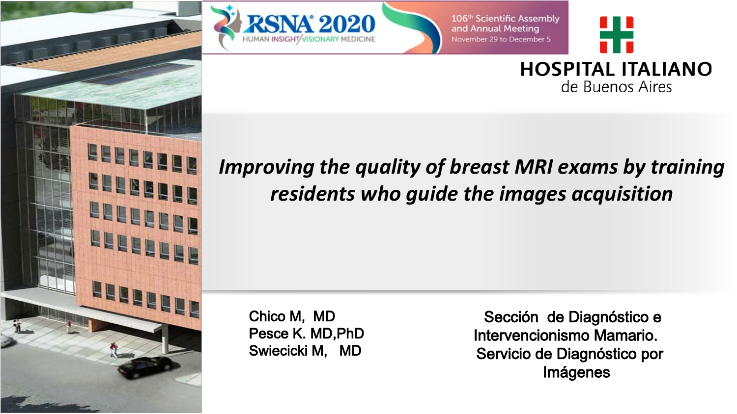RSNA 2020
HUMAN INSIGHT / VISIONARY MEDICINE

106th Scientific Assembly and Annual Meeting
November 29 to December 5

HOSPITAL ITALIANO
de Buenos Aires

# *Improving the quality of breast MRI exams by training residents who guide the images acquisition*

Chico M, MD
Pesce K. MD,PhD
Swiecicki M, MD

Sección de Diagnóstico e Intervencionismo Mamario.
Servicio de Diagnóstico por Imágenes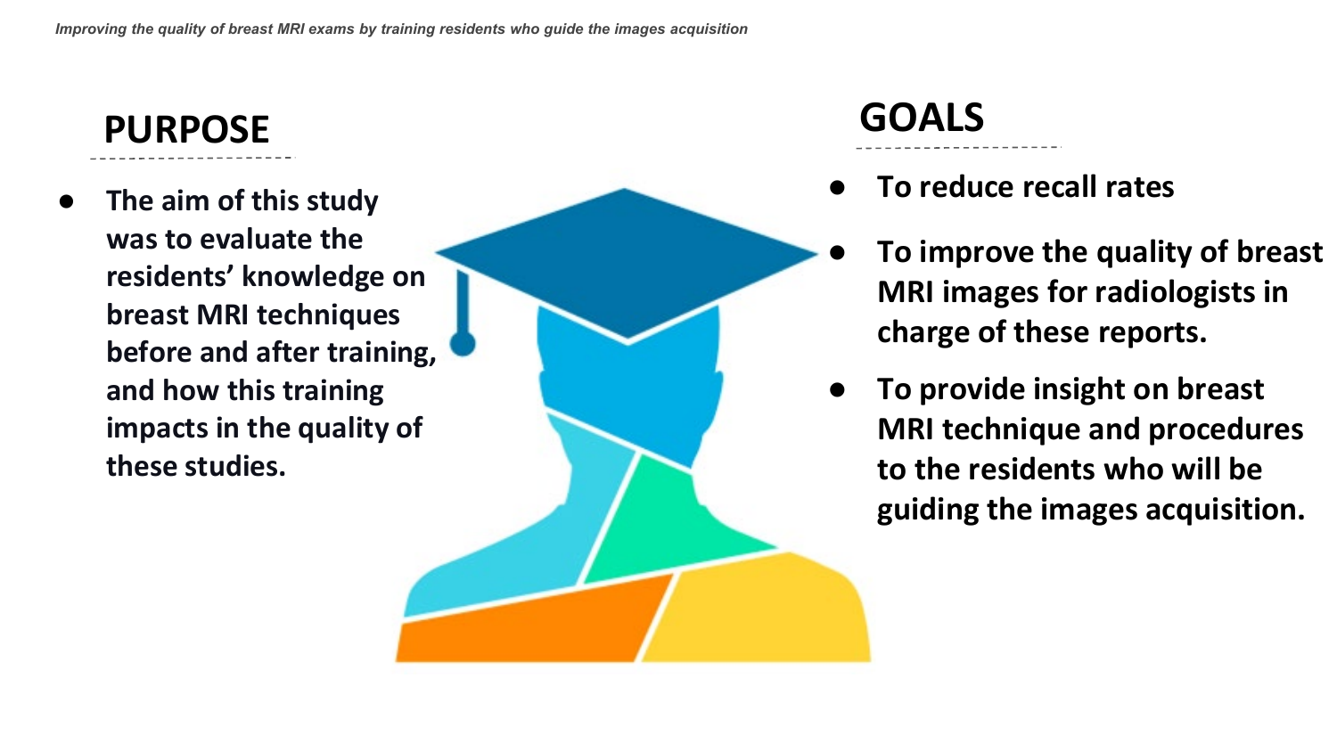## PURPOSE

- The aim of this study was to evaluate the residents' knowledge on breast MRI techniques before and after training, and how this training impacts in the quality of these studies.

## GOALS

- To reduce recall rates
- To improve the quality of breast MRI images for radiologists in charge of these reports.
- To provide insight on breast MRI technique and procedures to the residents who will be guiding the images acquisition.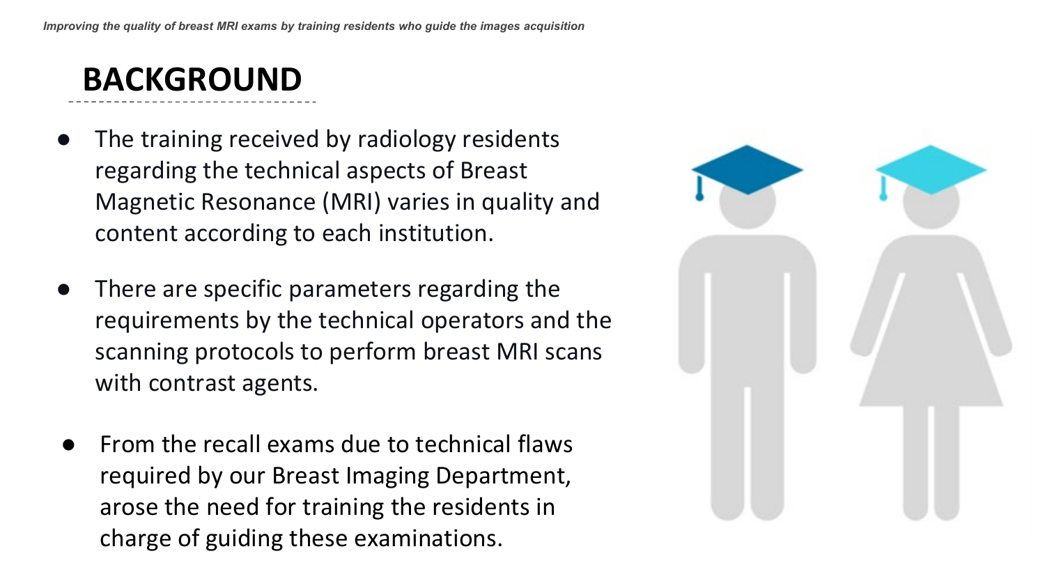# BACKGROUND

- The training received by radiology residents regarding the technical aspects of Breast Magnetic Resonance (MRI) varies in quality and content according to each institution.
- There are specific parameters regarding the requirements by the technical operators and the scanning protocols to perform breast MRI scans with contrast agents.
- From the recall exams due to technical flaws required by our Breast Imaging Department, arose the need for training the residents in charge of guiding these examinations.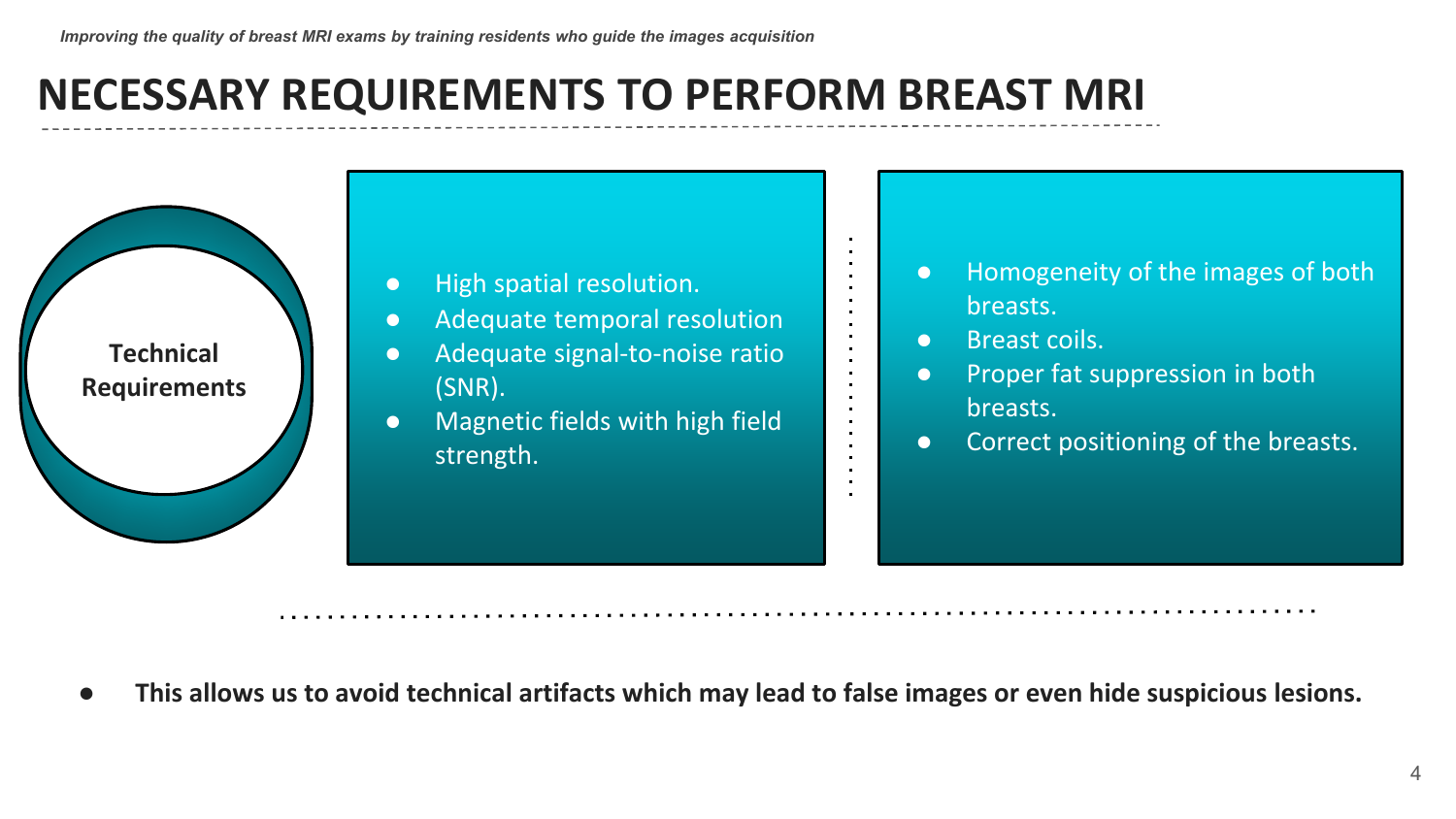# NECESSARY REQUIREMENTS TO PERFORM BREAST MRI

**Technical Requirements**

- High spatial resolution.
- Adequate temporal resolution
- Adequate signal-to-noise ratio (SNR).
- Magnetic fields with high field strength.

- Homogeneity of the images of both breasts.
- Breast coils.
- Proper fat suppression in both breasts.
- Correct positioning of the breasts.

- **This allows us to avoid technical artifacts which may lead to false images or even hide suspicious lesions.**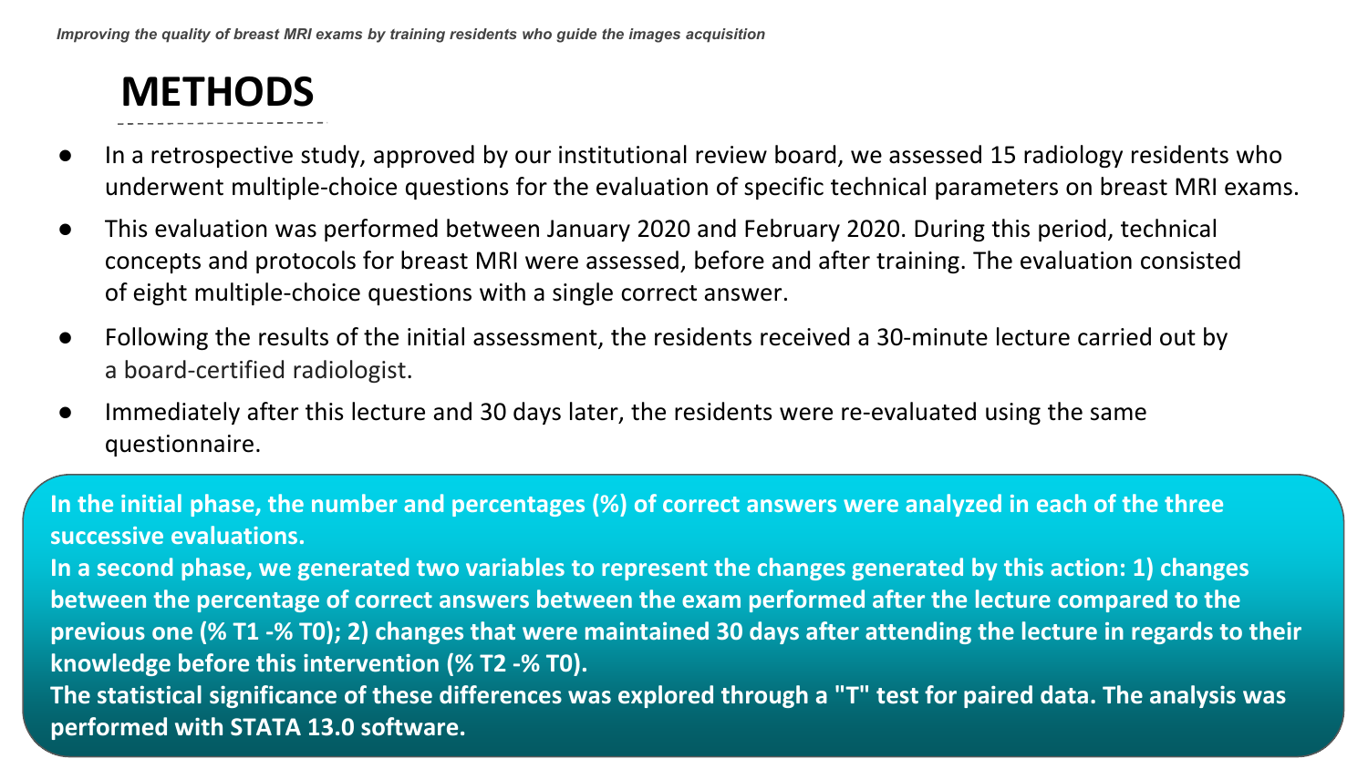# METHODS

- In a retrospective study, approved by our institutional review board, we assessed 15 radiology residents who underwent multiple-choice questions for the evaluation of specific technical parameters on breast MRI exams.
- This evaluation was performed between January 2020 and February 2020. During this period, technical concepts and protocols for breast MRI were assessed, before and after training. The evaluation consisted of eight multiple-choice questions with a single correct answer.
- Following the results of the initial assessment, the residents received a 30-minute lecture carried out by a board-certified radiologist.
- Immediately after this lecture and 30 days later, the residents were re-evaluated using the same questionnaire.

**In the initial phase, the number and percentages (%) of correct answers were analyzed in each of the three successive evaluations.**
**In a second phase, we generated two variables to represent the changes generated by this action: 1) changes between the percentage of correct answers between the exam performed after the lecture compared to the previous one (% T1 -% T0); 2) changes that were maintained 30 days after attending the lecture in regards to their knowledge before this intervention (% T2 -% T0).**
**The statistical significance of these differences was explored through a "T" test for paired data. The analysis was performed with STATA 13.0 software.**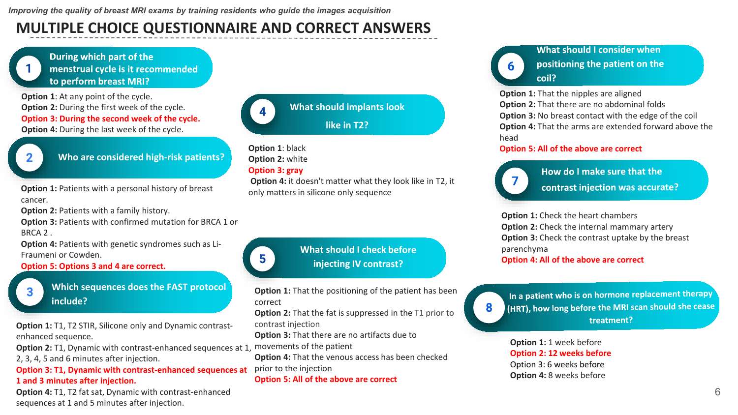*Improving the quality of breast MRI exams by training residents who guide the images acquisition*

# MULTIPLE CHOICE QUESTIONNAIRE AND CORRECT ANSWERS

## 1 During which part of the menstrual cycle is it recommended to perform breast MRI?

**Option 1**: At any point of the cycle.
**Option 2:** During the first week of the cycle.
**Option 3: During the second week of the cycle.**
**Option 4:** During the last week of the cycle.

## 2 Who are considered high-risk patients?

**Option 1:** Patients with a personal history of breast cancer.
**Option 2:** Patients with a family history.
**Option 3:** Patients with confirmed mutation for BRCA 1 or BRCA 2 .
**Option 4:** Patients with genetic syndromes such as Li-Fraumeni or Cowden.
**Option 5: Options 3 and 4 are correct.**

## 3 Which sequences does the FAST protocol include?

**Option 1:** T1, T2 STIR, Silicone only and Dynamic contrast-enhanced sequence.
**Option 2:** T1, Dynamic with contrast-enhanced sequences at 1, 2, 3, 4, 5 and 6 minutes after injection.
**Option 3: T1, Dynamic with contrast-enhanced sequences at 1 and 3 minutes after injection.**
**Option 4:** T1, T2 fat sat, Dynamic with contrast-enhanced sequences at 1 and 5 minutes after injection.

## 4 What should implants look like in T2?

**Option 1**: black
**Option 2:** white
**Option 3: gray**
**Option 4:** it doesn't matter what they look like in T2, it only matters in silicone only sequence

## 5 What should I check before injecting IV contrast?

**Option 1:** That the positioning of the patient has been correct
**Option 2:** That the fat is suppressed in the T1 prior to contrast injection
**Option 3:** That there are no artifacts due to movements of the patient
**Option 4:** That the venous access has been checked prior to the injection
**Option 5: All of the above are correct**

## 6 What should I consider when positioning the patient on the coil?

**Option 1:** That the nipples are aligned
**Option 2:** That there are no abdominal folds
**Option 3:** No breast contact with the edge of the coil
**Option 4:** That the arms are extended forward above the head
**Option 5: All of the above are correct**

## 7 How do I make sure that the contrast injection was accurate?

**Option 1:** Check the heart chambers
**Option 2:** Check the internal mammary artery
**Option 3:** Check the contrast uptake by the breast parenchyma
**Option 4: All of the above are correct**

## 8 In a patient who is on hormone replacement therapy (HRT), how long before the MRI scan should she cease treatment?

**Option 1:** 1 week before
**Option 2: 12 weeks before**
Option 3: 6 weeks before
**Option 4:** 8 weeks before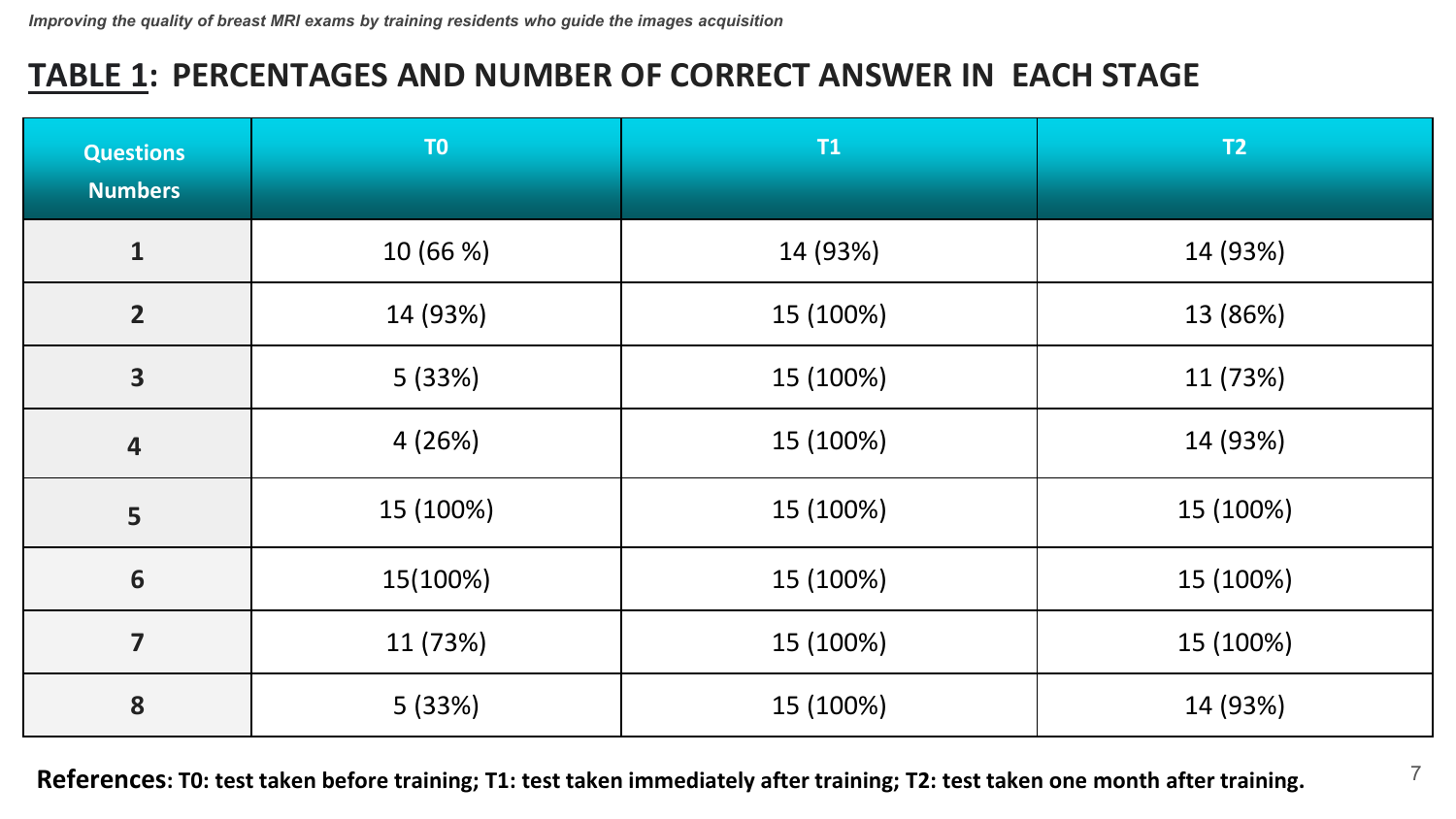## TABLE 1: PERCENTAGES AND NUMBER OF CORRECT ANSWER IN EACH STAGE

| Questions Numbers | T0 | T1 | T2 |
|---|---|---|---|
| 1 | 10 (66 %) | 14 (93%) | 14 (93%) |
| 2 | 14 (93%) | 15 (100%) | 13 (86%) |
| 3 | 5 (33%) | 15 (100%) | 11 (73%) |
| 4 | 4 (26%) | 15 (100%) | 14 (93%) |
| 5 | 15 (100%) | 15 (100%) | 15 (100%) |
| 6 | 15(100%) | 15 (100%) | 15 (100%) |
| 7 | 11 (73%) | 15 (100%) | 15 (100%) |
| 8 | 5 (33%) | 15 (100%) | 14 (93%) |

**References: T0: test taken before training; T1: test taken immediately after training; T2: test taken one month after training.**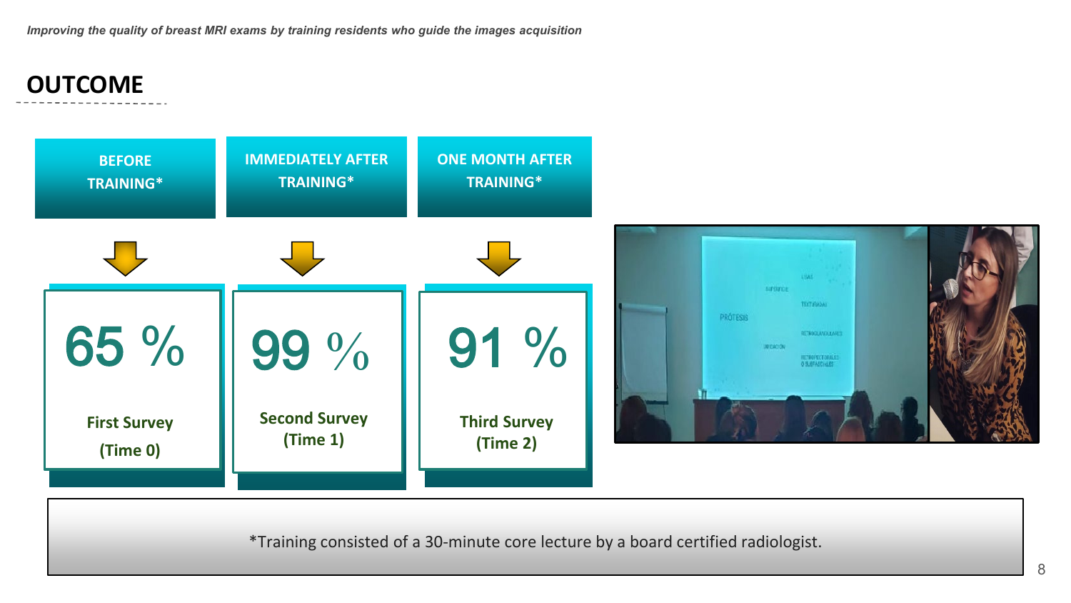## OUTCOME

| BEFORE TRAINING* | IMMEDIATELY AFTER TRAINING* | ONE MONTH AFTER TRAINING* |
|---|---|---|
| 65 % | 99 % | 91 % |
| First Survey (Time 0) | Second Survey (Time 1) | Third Survey (Time 2) |

*Training consisted of a 30-minute core lecture by a board certified radiologist.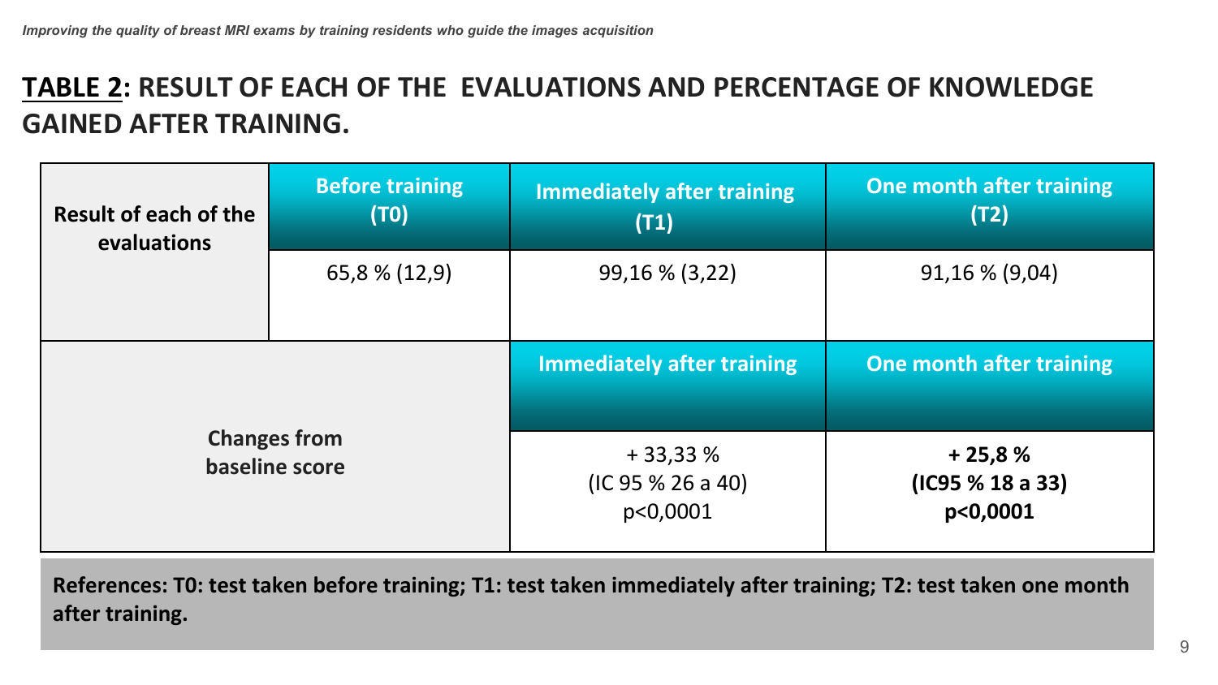## **TABLE 2**: RESULT OF EACH OF THE EVALUATIONS AND PERCENTAGE OF KNOWLEDGE GAINED AFTER TRAINING.

| **Result of each of the evaluations** | **Before training (T0)** | **Immediately after training (T1)** | **One month after training (T2)** |
|---|---|---|---|
| | 65,8 % (12,9) | 99,16 % (3,22) | 91,16 % (9,04) |
| **Changes from baseline score** | | **Immediately after training** | **One month after training** |
| | | + 33,33 % (IC 95 % 26 a 40) p<0,0001 | **+ 25,8 % (IC95 % 18 a 33) p<0,0001** |

**References: T0: test taken before training; T1: test taken immediately after training; T2: test taken one month after training.**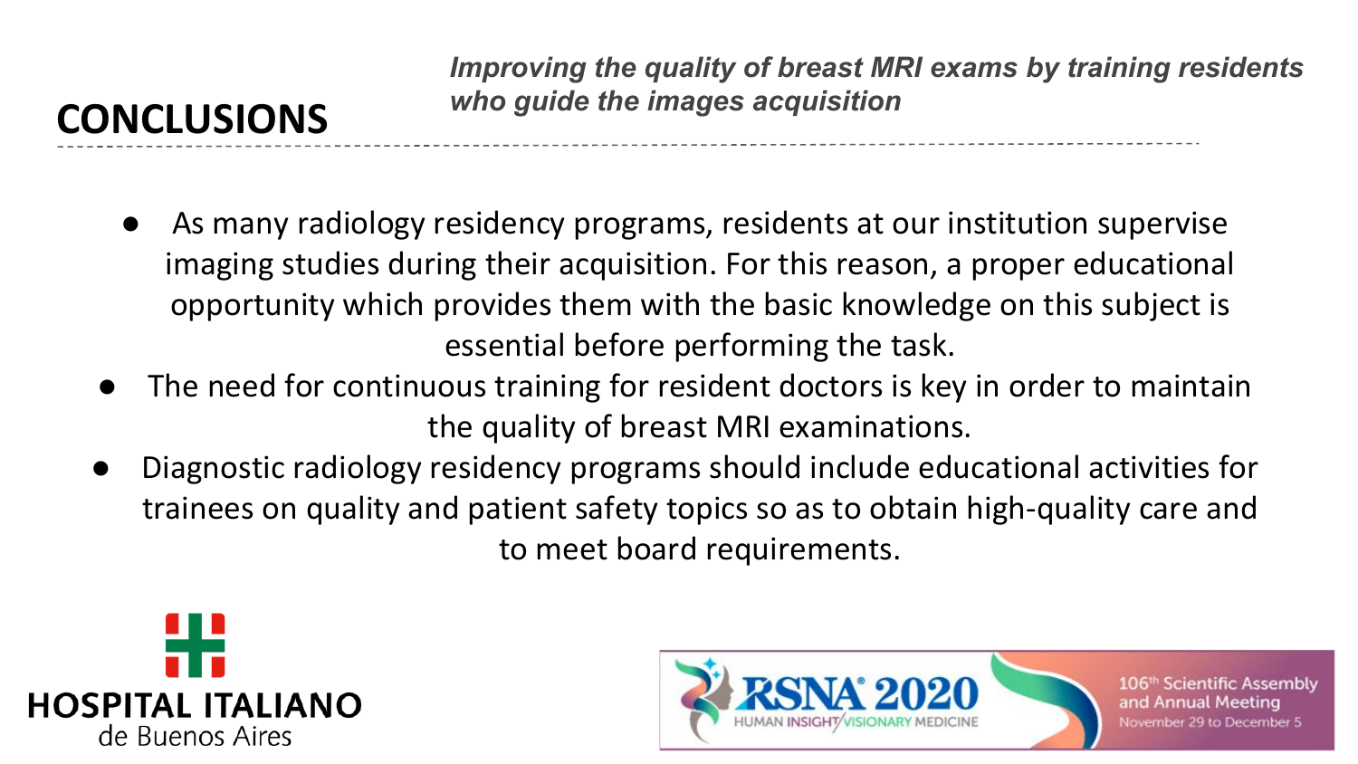# CONCLUSIONS

*Improving the quality of breast MRI exams by training residents who guide the images acquisition*

- As many radiology residency programs, residents at our institution supervise imaging studies during their acquisition. For this reason, a proper educational opportunity which provides them with the basic knowledge on this subject is essential before performing the task.
- The need for continuous training for resident doctors is key in order to maintain the quality of breast MRI examinations.
- Diagnostic radiology residency programs should include educational activities for trainees on quality and patient safety topics so as to obtain high-quality care and to meet board requirements.

HOSPITAL ITALIANO
de Buenos Aires

RSNA 2020
HUMAN INSIGHT/VISIONARY MEDICINE
106th Scientific Assembly and Annual Meeting
November 29 to December 5